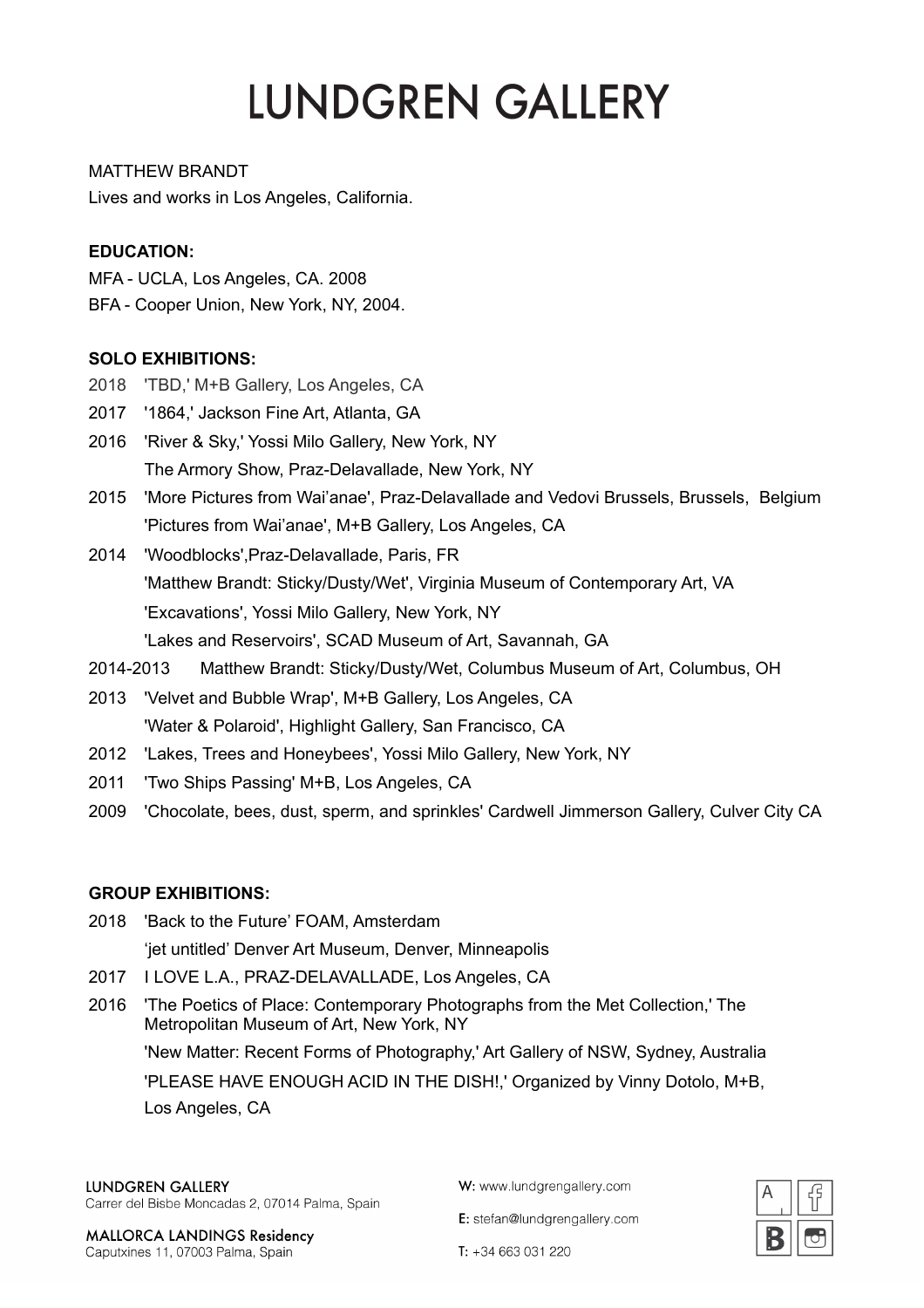# LUNDGREN GALLERY

MATTHEW BRANDT

Lives and works in Los Angeles, California.

**EDUCATION:**

MFA - UCLA, Los Angeles, CA. 2008

BFA - Cooper Union, New York, NY, 2004.

**SOLO EXHIBITIONS:**

2018 'TBD,' M+B Gallery, Los Angeles, CA

2017 '1864,' Jackson Fine Art, Atlanta, GA

2016 'River & Sky,' Yossi Milo Gallery, New York, NY
The Armory Show, Praz-Delavallade, New York, NY

2015 'More Pictures from Wai'anae', Praz-Delavallade and Vedovi Brussels, Brussels, Belgium
'Pictures from Wai'anae', M+B Gallery, Los Angeles, CA

2014 'Woodblocks',Praz-Delavallade, Paris, FR
'Matthew Brandt: Sticky/Dusty/Wet', Virginia Museum of Contemporary Art, VA
'Excavations', Yossi Milo Gallery, New York, NY
'Lakes and Reservoirs', SCAD Museum of Art, Savannah, GA

2014-2013 Matthew Brandt: Sticky/Dusty/Wet, Columbus Museum of Art, Columbus, OH

2013 'Velvet and Bubble Wrap', M+B Gallery, Los Angeles, CA
'Water & Polaroid', Highlight Gallery, San Francisco, CA

2012 'Lakes, Trees and Honeybees', Yossi Milo Gallery, New York, NY

2011 'Two Ships Passing' M+B, Los Angeles, CA

2009 'Chocolate, bees, dust, sperm, and sprinkles' Cardwell Jimmerson Gallery, Culver City CA

**GROUP EXHIBITIONS:**

2018 'Back to the Future' FOAM, Amsterdam
'jet untitled' Denver Art Museum, Denver, Minneapolis

2017 I LOVE L.A., PRAZ-DELAVALLADE, Los Angeles, CA

2016 'The Poetics of Place: Contemporary Photographs from the Met Collection,' The Metropolitan Museum of Art, New York, NY
'New Matter: Recent Forms of Photography,' Art Gallery of NSW, Sydney, Australia
'PLEASE HAVE ENOUGH ACID IN THE DISH!,' Organized by Vinny Dotolo, M+B, Los Angeles, CA

LUNDGREN GALLERY
Carrer del Bisbe Moncadas 2, 07014 Palma, Spain

MALLORCA LANDINGS Residency
Caputxines 11, 07003 Palma, Spain

W: www.lundgrengallery.com

E: stefan@lundgrengallery.com

T: +34 663 031 220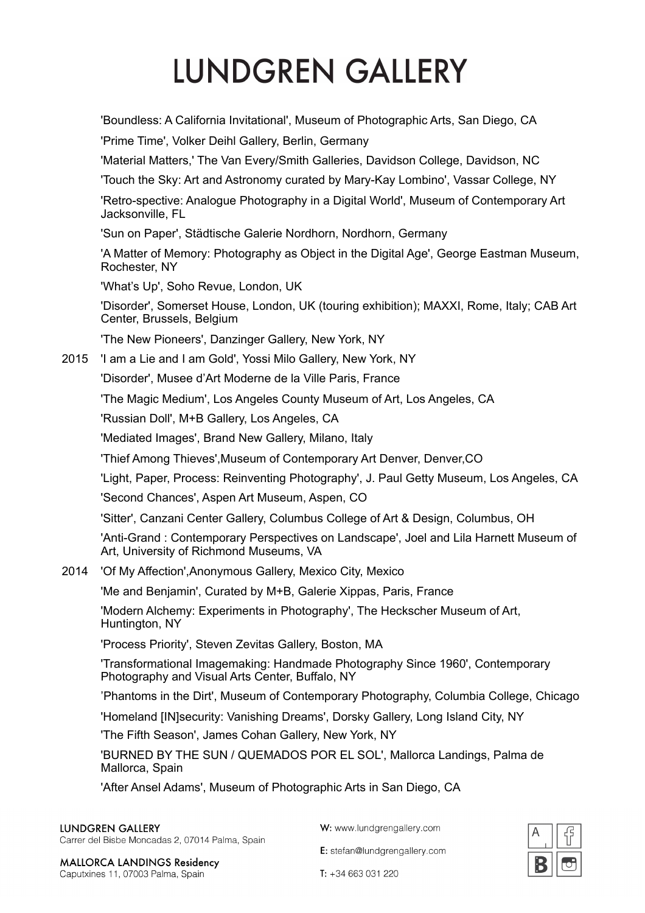'Boundless: A California Invitational', Museum of Photographic Arts, San Diego, CA

'Prime Time', Volker Deihl Gallery, Berlin, Germany

'Material Matters,' The Van Every/Smith Galleries, Davidson College, Davidson, NC

'Touch the Sky: Art and Astronomy curated by Mary-Kay Lombino', Vassar College, NY

'Retro-spective: Analogue Photography in a Digital World', Museum of Contemporary Art Jacksonville, FL

'Sun on Paper', Städtische Galerie Nordhorn, Nordhorn, Germany

'A Matter of Memory: Photography as Object in the Digital Age', George Eastman Museum, Rochester, NY

'What's Up', Soho Revue, London, UK

'Disorder', Somerset House, London, UK (touring exhibition); MAXXI, Rome, Italy; CAB Art Center, Brussels, Belgium

'The New Pioneers', Danzinger Gallery, New York, NY

2015 'I am a Lie and I am Gold', Yossi Milo Gallery, New York, NY

'Disorder', Musee d'Art Moderne de la Ville Paris, France

'The Magic Medium', Los Angeles County Museum of Art, Los Angeles, CA

'Russian Doll', M+B Gallery, Los Angeles, CA

'Mediated Images', Brand New Gallery, Milano, Italy

'Thief Among Thieves',Museum of Contemporary Art Denver, Denver,CO

'Light, Paper, Process: Reinventing Photography', J. Paul Getty Museum, Los Angeles, CA

'Second Chances', Aspen Art Museum, Aspen, CO

'Sitter', Canzani Center Gallery, Columbus College of Art & Design, Columbus, OH

'Anti-Grand : Contemporary Perspectives on Landscape', Joel and Lila Harnett Museum of Art, University of Richmond Museums, VA

2014 'Of My Affection',Anonymous Gallery, Mexico City, Mexico

'Me and Benjamin', Curated by M+B, Galerie Xippas, Paris, France

'Modern Alchemy: Experiments in Photography', The Heckscher Museum of Art, Huntington, NY

'Process Priority', Steven Zevitas Gallery, Boston, MA

'Transformational Imagemaking: Handmade Photography Since 1960', Contemporary Photography and Visual Arts Center, Buffalo, NY

'Phantoms in the Dirt', Museum of Contemporary Photography, Columbia College, Chicago

'Homeland [IN]security: Vanishing Dreams', Dorsky Gallery, Long Island City, NY

'The Fifth Season', James Cohan Gallery, New York, NY

'BURNED BY THE SUN / QUEMADOS POR EL SOL', Mallorca Landings, Palma de Mallorca, Spain

'After Ansel Adams', Museum of Photographic Arts in San Diego, CA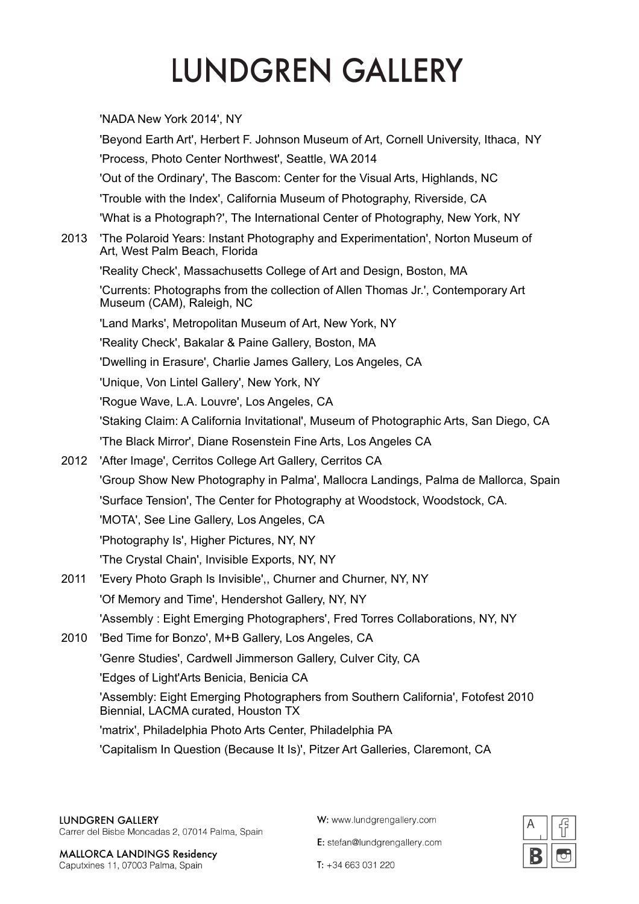'NADA New York 2014', NY

'Beyond Earth Art', Herbert F. Johnson Museum of Art, Cornell University, Ithaca, NY

'Process, Photo Center Northwest', Seattle, WA 2014

'Out of the Ordinary', The Bascom: Center for the Visual Arts, Highlands, NC

'Trouble with the Index', California Museum of Photography, Riverside, CA

'What is a Photograph?', The International Center of Photography, New York, NY

2013 'The Polaroid Years: Instant Photography and Experimentation', Norton Museum of Art, West Palm Beach, Florida

'Reality Check', Massachusetts College of Art and Design, Boston, MA

'Currents: Photographs from the collection of Allen Thomas Jr.', Contemporary Art Museum (CAM), Raleigh, NC

'Land Marks', Metropolitan Museum of Art, New York, NY

'Reality Check', Bakalar & Paine Gallery, Boston, MA

'Dwelling in Erasure', Charlie James Gallery, Los Angeles, CA

'Unique, Von Lintel Gallery', New York, NY

'Rogue Wave, L.A. Louvre', Los Angeles, CA

'Staking Claim: A California Invitational', Museum of Photographic Arts, San Diego, CA

'The Black Mirror', Diane Rosenstein Fine Arts, Los Angeles CA

2012 'After Image', Cerritos College Art Gallery, Cerritos CA

'Group Show New Photography in Palma', Mallocra Landings, Palma de Mallorca, Spain

'Surface Tension', The Center for Photography at Woodstock, Woodstock, CA.

'MOTA', See Line Gallery, Los Angeles, CA

'Photography Is', Higher Pictures, NY, NY

'The Crystal Chain', Invisible Exports, NY, NY

2011 'Every Photo Graph Is Invisible',, Churner and Churner, NY, NY

'Of Memory and Time', Hendershot Gallery, NY, NY

'Assembly : Eight Emerging Photographers', Fred Torres Collaborations, NY, NY

2010 'Bed Time for Bonzo', M+B Gallery, Los Angeles, CA

'Genre Studies', Cardwell Jimmerson Gallery, Culver City, CA

'Edges of Light'Arts Benicia, Benicia CA

'Assembly: Eight Emerging Photographers from Southern California', Fotofest 2010 Biennial, LACMA curated, Houston TX

'matrix', Philadelphia Photo Arts Center, Philadelphia PA

'Capitalism In Question (Because It Is)', Pitzer Art Galleries, Claremont, CA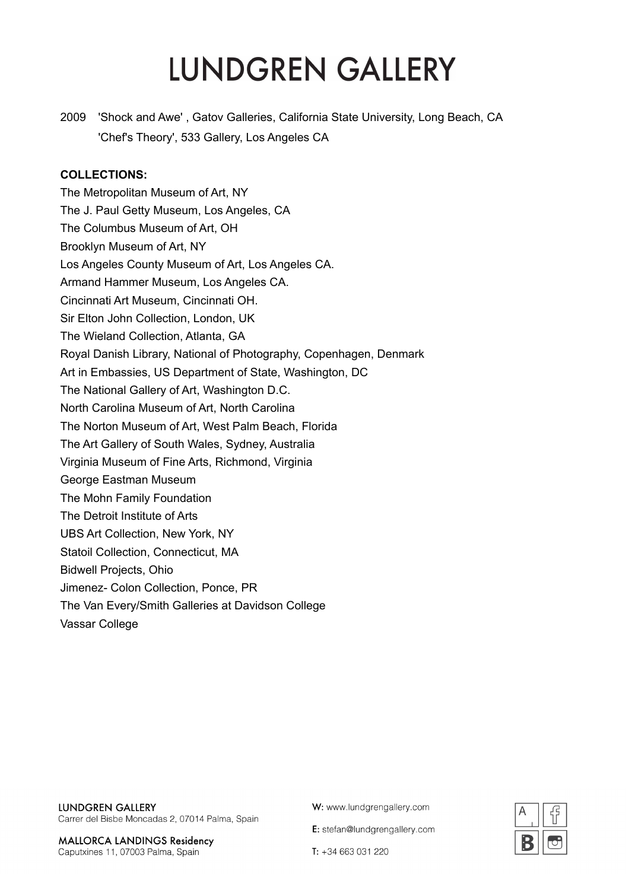2009 'Shock and Awe' , Gatov Galleries, California State University, Long Beach, CA
'Chef's Theory', 533 Gallery, Los Angeles CA

**COLLECTIONS:**

The Metropolitan Museum of Art, NY
The J. Paul Getty Museum, Los Angeles, CA
The Columbus Museum of Art, OH
Brooklyn Museum of Art, NY
Los Angeles County Museum of Art, Los Angeles CA.
Armand Hammer Museum, Los Angeles CA.
Cincinnati Art Museum, Cincinnati OH.
Sir Elton John Collection, London, UK
The Wieland Collection, Atlanta, GA
Royal Danish Library, National of Photography, Copenhagen, Denmark
Art in Embassies, US Department of State, Washington, DC
The National Gallery of Art, Washington D.C.
North Carolina Museum of Art, North Carolina
The Norton Museum of Art, West Palm Beach, Florida
The Art Gallery of South Wales, Sydney, Australia
Virginia Museum of Fine Arts, Richmond, Virginia
George Eastman Museum
The Mohn Family Foundation
The Detroit Institute of Arts
UBS Art Collection, New York, NY
Statoil Collection, Connecticut, MA
Bidwell Projects, Ohio
Jimenez- Colon Collection, Ponce, PR
The Van Every/Smith Galleries at Davidson College
Vassar College